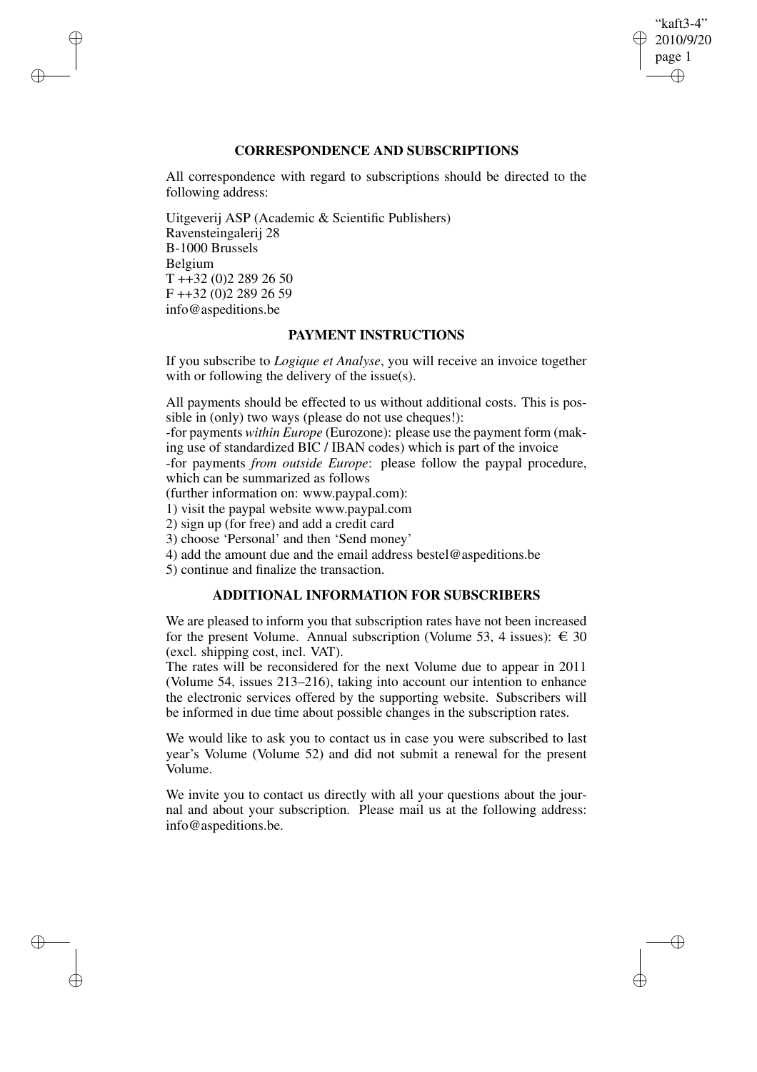## CORRESPONDENCE AND SUBSCRIPTIONS

All correspondence with regard to subscriptions should be directed to the following address:

Uitgeverij ASP (Academic & Scientific Publishers)
Ravensteingalerij 28
B-1000 Brussels
Belgium
T ++32 (0)2 289 26 50
F ++32 (0)2 289 26 59
info@aspeditions.be

## PAYMENT INSTRUCTIONS

If you subscribe to *Logique et Analyse*, you will receive an invoice together with or following the delivery of the issue(s).

All payments should be effected to us without additional costs. This is possible in (only) two ways (please do not use cheques!):
-for payments *within Europe* (Eurozone): please use the payment form (making use of standardized BIC / IBAN codes) which is part of the invoice
-for payments *from outside Europe*: please follow the paypal procedure, which can be summarized as follows
(further information on: www.paypal.com):
1) visit the paypal website www.paypal.com
2) sign up (for free) and add a credit card
3) choose 'Personal' and then 'Send money'
4) add the amount due and the email address bestel@aspeditions.be
5) continue and finalize the transaction.

## ADDITIONAL INFORMATION FOR SUBSCRIBERS

We are pleased to inform you that subscription rates have not been increased for the present Volume. Annual subscription (Volume 53, 4 issues): € 30 (excl. shipping cost, incl. VAT).
The rates will be reconsidered for the next Volume due to appear in 2011 (Volume 54, issues 213–216), taking into account our intention to enhance the electronic services offered by the supporting website. Subscribers will be informed in due time about possible changes in the subscription rates.

We would like to ask you to contact us in case you were subscribed to last year's Volume (Volume 52) and did not submit a renewal for the present Volume.

We invite you to contact us directly with all your questions about the journal and about your subscription. Please mail us at the following address: info@aspeditions.be.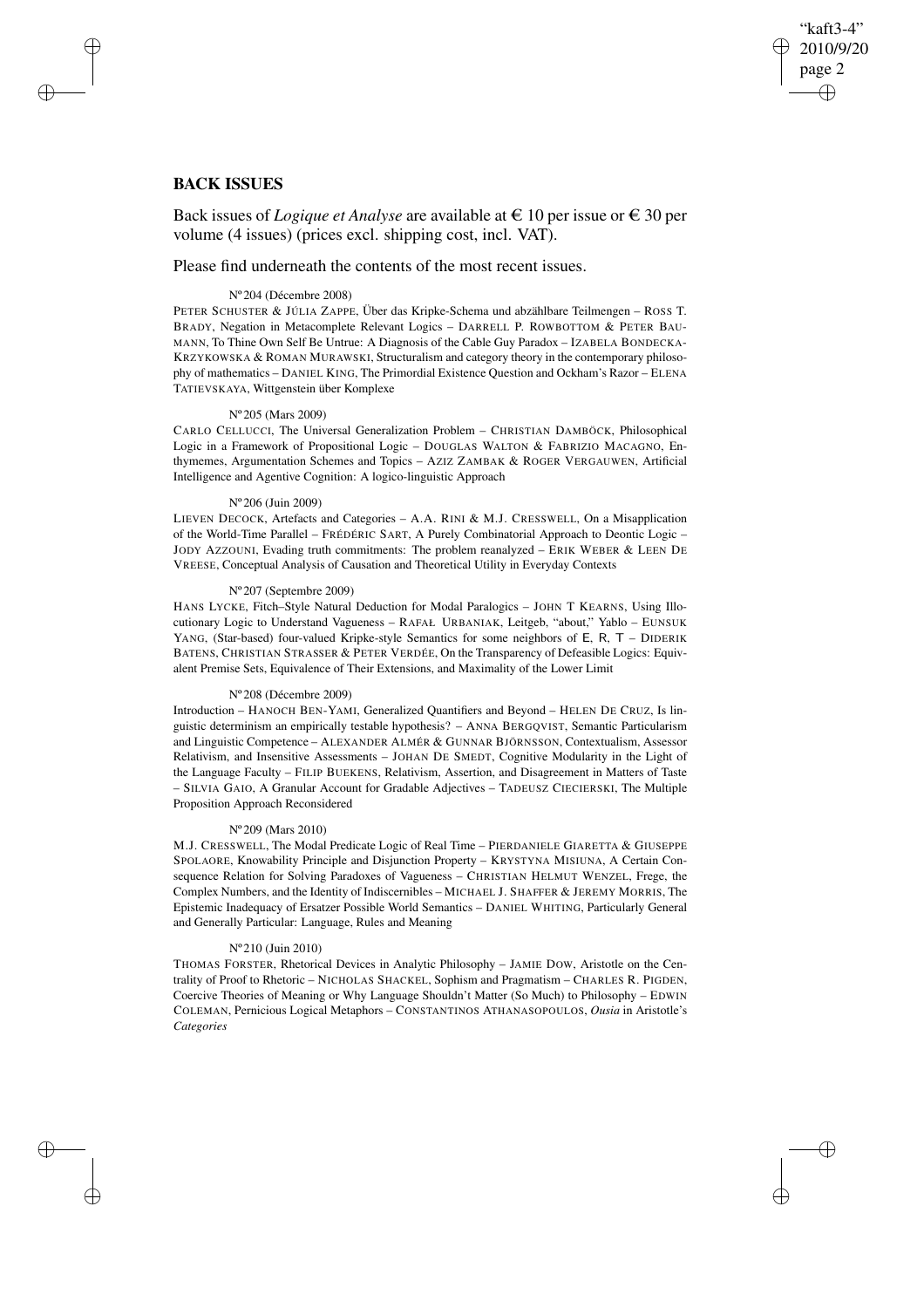## BACK ISSUES

Back issues of *Logique et Analyse* are available at € 10 per issue or € 30 per volume (4 issues) (prices excl. shipping cost, incl. VAT).

Please find underneath the contents of the most recent issues.

Nº 204 (Décembre 2008)

PETER SCHUSTER & JÚLIA ZAPPE, Über das Kripke-Schema und abzählbare Teilmengen – ROSS T. BRADY, Negation in Metacomplete Relevant Logics – DARRELL P. ROWBOTTOM & PETER BAUMANN, To Thine Own Self Be Untrue: A Diagnosis of the Cable Guy Paradox – IZABELA BONDECKA-KRZYKOWSKA & ROMAN MURAWSKI, Structuralism and category theory in the contemporary philosophy of mathematics – DANIEL KING, The Primordial Existence Question and Ockham's Razor – ELENA TATIEVSKAYA, Wittgenstein über Komplexe

Nº 205 (Mars 2009)

CARLO CELLUCCI, The Universal Generalization Problem – CHRISTIAN DAMBÖCK, Philosophical Logic in a Framework of Propositional Logic – DOUGLAS WALTON & FABRIZIO MACAGNO, Enthymemes, Argumentation Schemes and Topics – AZIZ ZAMBAK & ROGER VERGAUWEN, Artificial Intelligence and Agentive Cognition: A logico-linguistic Approach

Nº 206 (Juin 2009)

LIEVEN DECOCK, Artefacts and Categories – A.A. RINI & M.J. CRESSWELL, On a Misapplication of the World-Time Parallel – FRÉDÉRIC SART, A Purely Combinatorial Approach to Deontic Logic – JODY AZZOUNI, Evading truth commitments: The problem reanalyzed – ERIK WEBER & LEEN DE VREESE, Conceptual Analysis of Causation and Theoretical Utility in Everyday Contexts

Nº 207 (Septembre 2009)

HANS LYCKE, Fitch–Style Natural Deduction for Modal Paralogics – JOHN T KEARNS, Using Illocutionary Logic to Understand Vagueness – RAFAŁ URBANIAK, Leitgeb, "about," Yablo – EUNSUK YANG, (Star-based) four-valued Kripke-style Semantics for some neighbors of E, R, T – DIDERIK BATENS, CHRISTIAN STRASSER & PETER VERDÉE, On the Transparency of Defeasible Logics: Equivalent Premise Sets, Equivalence of Their Extensions, and Maximality of the Lower Limit

Nº 208 (Décembre 2009)

Introduction – HANOCH BEN-YAMI, Generalized Quantifiers and Beyond – HELEN DE CRUZ, Is linguistic determinism an empirically testable hypothesis? – ANNA BERGQVIST, Semantic Particularism and Linguistic Competence – ALEXANDER ALMÉR & GUNNAR BJÖRNSSON, Contextualism, Assessor Relativism, and Insensitive Assessments – JOHAN DE SMEDT, Cognitive Modularity in the Light of the Language Faculty – FILIP BUEKENS, Relativism, Assertion, and Disagreement in Matters of Taste – SILVIA GAIO, A Granular Account for Gradable Adjectives – TADEUSZ CIECIERSKI, The Multiple Proposition Approach Reconsidered

Nº 209 (Mars 2010)

M.J. CRESSWELL, The Modal Predicate Logic of Real Time – PIERDANIELE GIARETTA & GIUSEPPE SPOLAORE, Knowability Principle and Disjunction Property – KRYSTYNA MISIUNA, A Certain Consequence Relation for Solving Paradoxes of Vagueness – CHRISTIAN HELMUT WENZEL, Frege, the Complex Numbers, and the Identity of Indiscernibles – MICHAEL J. SHAFFER & JEREMY MORRIS, The Epistemic Inadequacy of Ersatzer Possible World Semantics – DANIEL WHITING, Particularly General and Generally Particular: Language, Rules and Meaning

Nº 210 (Juin 2010)

THOMAS FORSTER, Rhetorical Devices in Analytic Philosophy – JAMIE DOW, Aristotle on the Centrality of Proof to Rhetoric – NICHOLAS SHACKEL, Sophism and Pragmatism – CHARLES R. PIGDEN, Coercive Theories of Meaning or Why Language Shouldn't Matter (So Much) to Philosophy – EDWIN COLEMAN, Pernicious Logical Metaphors – CONSTANTINOS ATHANASOPOULOS, *Ousia* in Aristotle's *Categories*